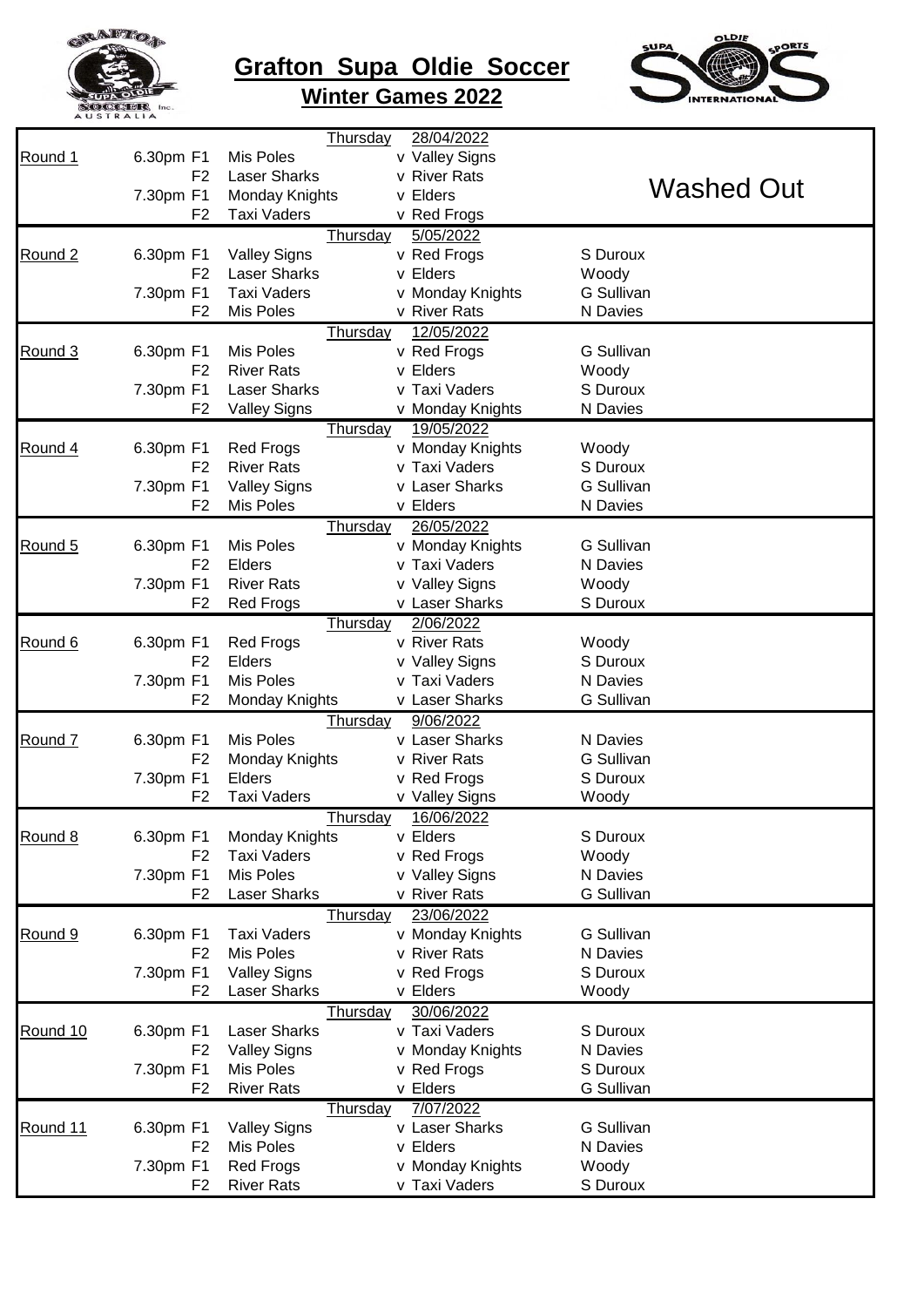# Grafton Supa Oldie Soccer

## Winter Games 2022

| Round | Time | Field | Team | | Opponent | Referee |
|---|---|---|---|---|---|---|
| | | | | Thursday | 28/04/2022 | |
| Round 1 | 6.30pm | F1 | Mis Poles | | v Valley Signs | Washed Out |
| | | F2 | Laser Sharks | | v River Rats | |
| | 7.30pm | F1 | Monday Knights | | v Elders | |
| | | F2 | Taxi Vaders | | v Red Frogs | |
| | | | | Thursday | 5/05/2022 | |
| Round 2 | 6.30pm | F1 | Valley Signs | | v Red Frogs | S Duroux |
| | | F2 | Laser Sharks | | v Elders | Woody |
| | 7.30pm | F1 | Taxi Vaders | | v Monday Knights | G Sullivan |
| | | F2 | Mis Poles | | v River Rats | N Davies |
| | | | | Thursday | 12/05/2022 | |
| Round 3 | 6.30pm | F1 | Mis Poles | | v Red Frogs | G Sullivan |
| | | F2 | River Rats | | v Elders | Woody |
| | 7.30pm | F1 | Laser Sharks | | v Taxi Vaders | S Duroux |
| | | F2 | Valley Signs | | v Monday Knights | N Davies |
| | | | | Thursday | 19/05/2022 | |
| Round 4 | 6.30pm | F1 | Red Frogs | | v Monday Knights | Woody |
| | | F2 | River Rats | | v Taxi Vaders | S Duroux |
| | 7.30pm | F1 | Valley Signs | | v Laser Sharks | G Sullivan |
| | | F2 | Mis Poles | | v Elders | N Davies |
| | | | | Thursday | 26/05/2022 | |
| Round 5 | 6.30pm | F1 | Mis Poles | | v Monday Knights | G Sullivan |
| | | F2 | Elders | | v Taxi Vaders | N Davies |
| | 7.30pm | F1 | River Rats | | v Valley Signs | Woody |
| | | F2 | Red Frogs | | v Laser Sharks | S Duroux |
| | | | | Thursday | 2/06/2022 | |
| Round 6 | 6.30pm | F1 | Red Frogs | | v River Rats | Woody |
| | | F2 | Elders | | v Valley Signs | S Duroux |
| | 7.30pm | F1 | Mis Poles | | v Taxi Vaders | N Davies |
| | | F2 | Monday Knights | | v Laser Sharks | G Sullivan |
| | | | | Thursday | 9/06/2022 | |
| Round 7 | 6.30pm | F1 | Mis Poles | | v Laser Sharks | N Davies |
| | | F2 | Monday Knights | | v River Rats | G Sullivan |
| | 7.30pm | F1 | Elders | | v Red Frogs | S Duroux |
| | | F2 | Taxi Vaders | | v Valley Signs | Woody |
| | | | | Thursday | 16/06/2022 | |
| Round 8 | 6.30pm | F1 | Monday Knights | | v Elders | S Duroux |
| | | F2 | Taxi Vaders | | v Red Frogs | Woody |
| | 7.30pm | F1 | Mis Poles | | v Valley Signs | N Davies |
| | | F2 | Laser Sharks | | v River Rats | G Sullivan |
| | | | | Thursday | 23/06/2022 | |
| Round 9 | 6.30pm | F1 | Taxi Vaders | | v Monday Knights | G Sullivan |
| | | F2 | Mis Poles | | v River Rats | N Davies |
| | 7.30pm | F1 | Valley Signs | | v Red Frogs | S Duroux |
| | | F2 | Laser Sharks | | v Elders | Woody |
| | | | | Thursday | 30/06/2022 | |
| Round 10 | 6.30pm | F1 | Laser Sharks | | v Taxi Vaders | S Duroux |
| | | F2 | Valley Signs | | v Monday Knights | N Davies |
| | 7.30pm | F1 | Mis Poles | | v Red Frogs | S Duroux |
| | | F2 | River Rats | | v Elders | G Sullivan |
| | | | | Thursday | 7/07/2022 | |
| Round 11 | 6.30pm | F1 | Valley Signs | | v Laser Sharks | G Sullivan |
| | | F2 | Mis Poles | | v Elders | N Davies |
| | 7.30pm | F1 | Red Frogs | | v Monday Knights | Woody |
| | | F2 | River Rats | | v Taxi Vaders | S Duroux |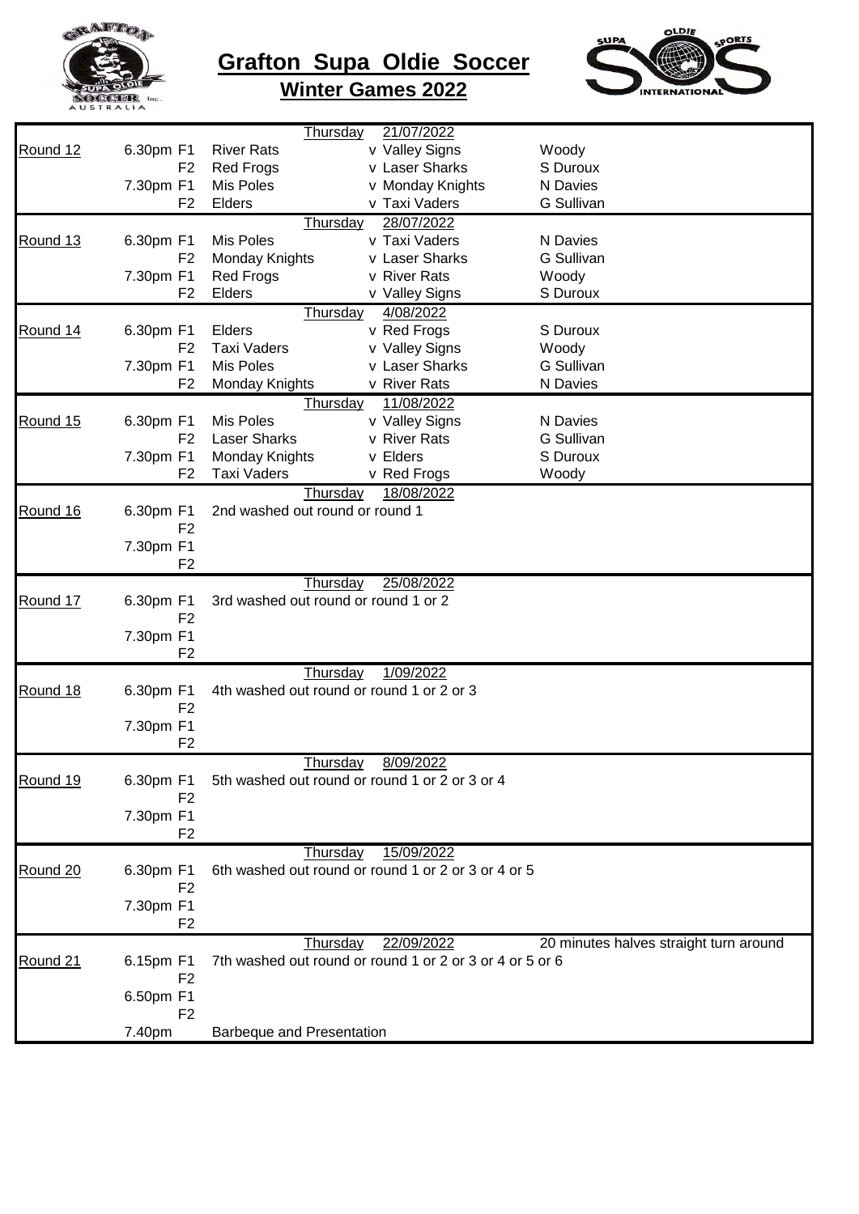# Grafton Supa Oldie Soccer

## Winter Games 2022

| | | | | |
|---|---|---|---|---|
| | | Thursday | 21/07/2022 | |
| Round 12 | 6.30pm F1 | River Rats | v Valley Signs | Woody |
| | F2 | Red Frogs | v Laser Sharks | S Duroux |
| | 7.30pm F1 | Mis Poles | v Monday Knights | N Davies |
| | F2 | Elders | v Taxi Vaders | G Sullivan |
| | | Thursday | 28/07/2022 | |
| Round 13 | 6.30pm F1 | Mis Poles | v Taxi Vaders | N Davies |
| | F2 | Monday Knights | v Laser Sharks | G Sullivan |
| | 7.30pm F1 | Red Frogs | v River Rats | Woody |
| | F2 | Elders | v Valley Signs | S Duroux |
| | | Thursday | 4/08/2022 | |
| Round 14 | 6.30pm F1 | Elders | v Red Frogs | S Duroux |
| | F2 | Taxi Vaders | v Valley Signs | Woody |
| | 7.30pm F1 | Mis Poles | v Laser Sharks | G Sullivan |
| | F2 | Monday Knights | v River Rats | N Davies |
| | | Thursday | 11/08/2022 | |
| Round 15 | 6.30pm F1 | Mis Poles | v Valley Signs | N Davies |
| | F2 | Laser Sharks | v River Rats | G Sullivan |
| | 7.30pm F1 | Monday Knights | v Elders | S Duroux |
| | F2 | Taxi Vaders | v Red Frogs | Woody |
| | | Thursday | 18/08/2022 | |
| Round 16 | 6.30pm F1 | 2nd washed out round or round 1 | | |
| | F2 | | | |
| | 7.30pm F1 | | | |
| | F2 | | | |
| | | Thursday | 25/08/2022 | |
| Round 17 | 6.30pm F1 | 3rd washed out round or round 1 or 2 | | |
| | F2 | | | |
| | 7.30pm F1 | | | |
| | F2 | | | |
| | | Thursday | 1/09/2022 | |
| Round 18 | 6.30pm F1 | 4th washed out round or round 1 or 2 or 3 | | |
| | F2 | | | |
| | 7.30pm F1 | | | |
| | F2 | | | |
| | | Thursday | 8/09/2022 | |
| Round 19 | 6.30pm F1 | 5th washed out round or round 1 or 2 or 3 or 4 | | |
| | F2 | | | |
| | 7.30pm F1 | | | |
| | F2 | | | |
| | | Thursday | 15/09/2022 | |
| Round 20 | 6.30pm F1 | 6th washed out round or round 1 or 2 or 3 or 4 or 5 | | |
| | F2 | | | |
| | 7.30pm F1 | | | |
| | F2 | | | |
| | | Thursday | 22/09/2022 | 20 minutes halves straight turn around |
| Round 21 | 6.15pm F1 | 7th washed out round or round 1 or 2 or 3 or 4 or 5 or 6 | | |
| | F2 | | | |
| | 6.50pm F1 | | | |
| | F2 | | | |
| | 7.40pm | Barbeque and Presentation | | |